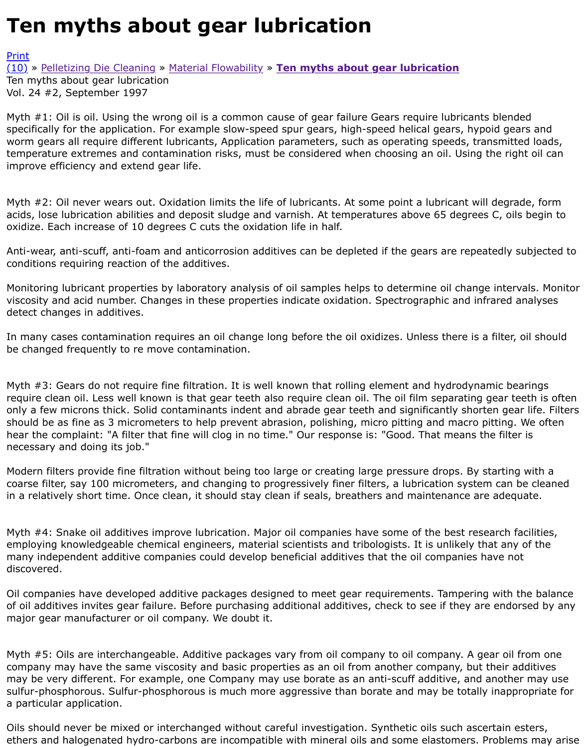# Ten myths about gear lubrication

Print
(10) » Pelletizing Die Cleaning » Material Flowability » **Ten myths about gear lubrication**
Ten myths about gear lubrication
Vol. 24 #2, September 1997

Myth #1: Oil is oil. Using the wrong oil is a common cause of gear failure Gears require lubricants blended specifically for the application. For example slow-speed spur gears, high-speed helical gears, hypoid gears and worm gears all require different lubricants, Application parameters, such as operating speeds, transmitted loads, temperature extremes and contamination risks, must be considered when choosing an oil. Using the right oil can improve efficiency and extend gear life.

Myth #2: Oil never wears out. Oxidation limits the life of lubricants. At some point a lubricant will degrade, form acids, lose lubrication abilities and deposit sludge and varnish. At temperatures above 65 degrees C, oils begin to oxidize. Each increase of 10 degrees C cuts the oxidation life in half.

Anti-wear, anti-scuff, anti-foam and anticorrosion additives can be depleted if the gears are repeatedly subjected to conditions requiring reaction of the additives.

Monitoring lubricant properties by laboratory analysis of oil samples helps to determine oil change intervals. Monitor viscosity and acid number. Changes in these properties indicate oxidation. Spectrographic and infrared analyses detect changes in additives.

In many cases contamination requires an oil change long before the oil oxidizes. Unless there is a filter, oil should be changed frequently to re move contamination.

Myth #3: Gears do not require fine filtration. It is well known that rolling element and hydrodynamic bearings require clean oil. Less well known is that gear teeth also require clean oil. The oil film separating gear teeth is often only a few microns thick. Solid contaminants indent and abrade gear teeth and significantly shorten gear life. Filters should be as fine as 3 micrometers to help prevent abrasion, polishing, micro pitting and macro pitting. We often hear the complaint: "A filter that fine will clog in no time." Our response is: "Good. That means the filter is necessary and doing its job."

Modern filters provide fine filtration without being too large or creating large pressure drops. By starting with a coarse filter, say 100 micrometers, and changing to progressively finer filters, a lubrication system can be cleaned in a relatively short time. Once clean, it should stay clean if seals, breathers and maintenance are adequate.

Myth #4: Snake oil additives improve lubrication. Major oil companies have some of the best research facilities, employing knowledgeable chemical engineers, material scientists and tribologists. It is unlikely that any of the many independent additive companies could develop beneficial additives that the oil companies have not discovered.

Oil companies have developed additive packages designed to meet gear requirements. Tampering with the balance of oil additives invites gear failure. Before purchasing additional additives, check to see if they are endorsed by any major gear manufacturer or oil company. We doubt it.

Myth #5: Oils are interchangeable. Additive packages vary from oil company to oil company. A gear oil from one company may have the same viscosity and basic properties as an oil from another company, but their additives may be very different. For example, one Company may use borate as an anti-scuff additive, and another may use sulfur-phosphorous. Sulfur-phosphorous is much more aggressive than borate and may be totally inappropriate for a particular application.

Oils should never be mixed or interchanged without careful investigation. Synthetic oils such ascertain esters, ethers and halogenated hydro-carbons are incompatible with mineral oils and some elastomers. Problems may arise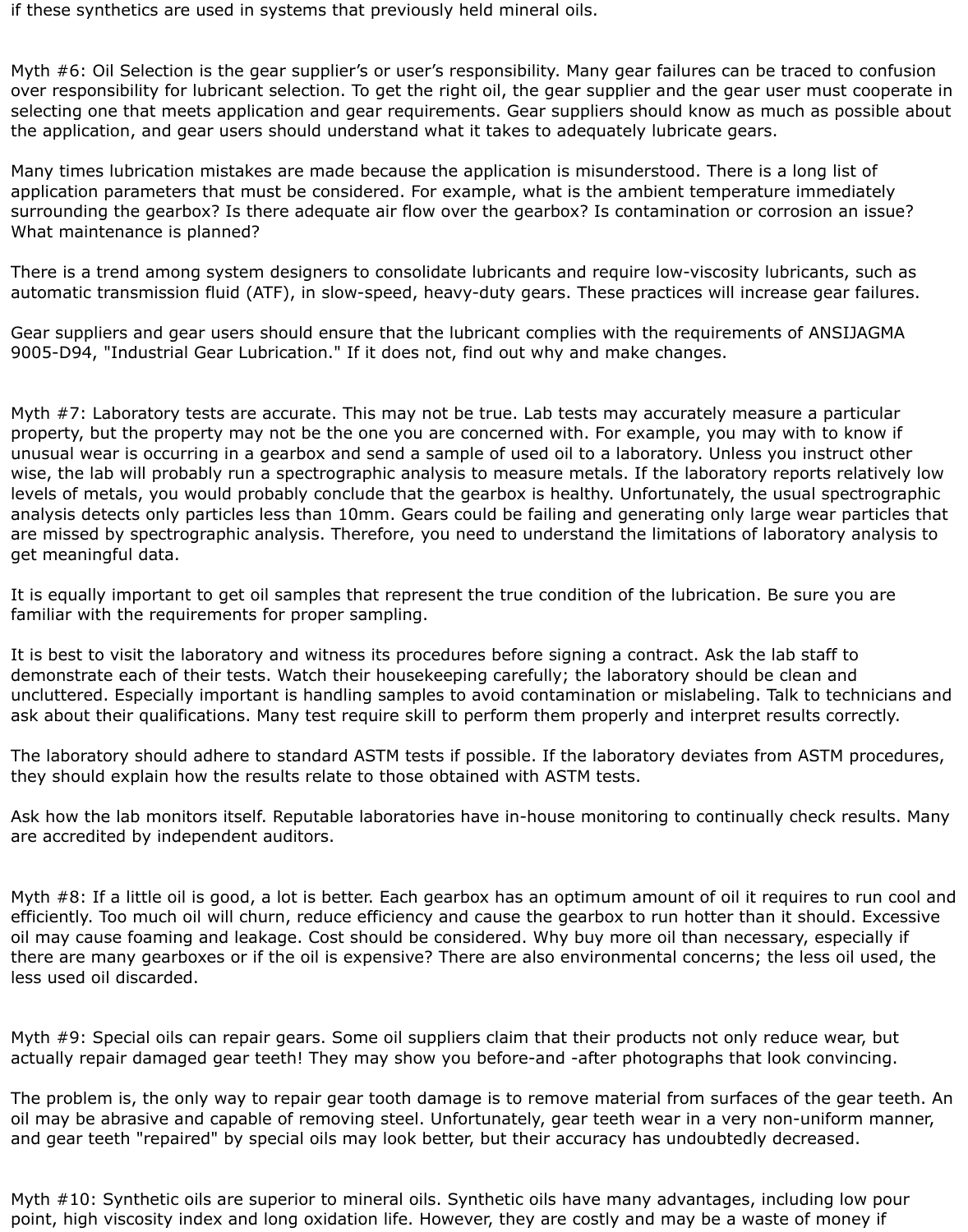if these synthetics are used in systems that previously held mineral oils.

Myth #6: Oil Selection is the gear supplier's or user's responsibility. Many gear failures can be traced to confusion over responsibility for lubricant selection. To get the right oil, the gear supplier and the gear user must cooperate in selecting one that meets application and gear requirements. Gear suppliers should know as much as possible about the application, and gear users should understand what it takes to adequately lubricate gears.

Many times lubrication mistakes are made because the application is misunderstood. There is a long list of application parameters that must be considered. For example, what is the ambient temperature immediately surrounding the gearbox? Is there adequate air flow over the gearbox? Is contamination or corrosion an issue? What maintenance is planned?

There is a trend among system designers to consolidate lubricants and require low-viscosity lubricants, such as automatic transmission fluid (ATF), in slow-speed, heavy-duty gears. These practices will increase gear failures.

Gear suppliers and gear users should ensure that the lubricant complies with the requirements of ANSIJAGMA 9005-D94, "Industrial Gear Lubrication." If it does not, find out why and make changes.

Myth #7: Laboratory tests are accurate. This may not be true. Lab tests may accurately measure a particular property, but the property may not be the one you are concerned with. For example, you may with to know if unusual wear is occurring in a gearbox and send a sample of used oil to a laboratory. Unless you instruct other wise, the lab will probably run a spectrographic analysis to measure metals. If the laboratory reports relatively low levels of metals, you would probably conclude that the gearbox is healthy. Unfortunately, the usual spectrographic analysis detects only particles less than 10mm. Gears could be failing and generating only large wear particles that are missed by spectrographic analysis. Therefore, you need to understand the limitations of laboratory analysis to get meaningful data.

It is equally important to get oil samples that represent the true condition of the lubrication. Be sure you are familiar with the requirements for proper sampling.

It is best to visit the laboratory and witness its procedures before signing a contract. Ask the lab staff to demonstrate each of their tests. Watch their housekeeping carefully; the laboratory should be clean and uncluttered. Especially important is handling samples to avoid contamination or mislabeling. Talk to technicians and ask about their qualifications. Many test require skill to perform them properly and interpret results correctly.

The laboratory should adhere to standard ASTM tests if possible. If the laboratory deviates from ASTM procedures, they should explain how the results relate to those obtained with ASTM tests.

Ask how the lab monitors itself. Reputable laboratories have in-house monitoring to continually check results. Many are accredited by independent auditors.

Myth #8: If a little oil is good, a lot is better. Each gearbox has an optimum amount of oil it requires to run cool and efficiently. Too much oil will churn, reduce efficiency and cause the gearbox to run hotter than it should. Excessive oil may cause foaming and leakage. Cost should be considered. Why buy more oil than necessary, especially if there are many gearboxes or if the oil is expensive? There are also environmental concerns; the less oil used, the less used oil discarded.

Myth #9: Special oils can repair gears. Some oil suppliers claim that their products not only reduce wear, but actually repair damaged gear teeth! They may show you before-and -after photographs that look convincing.

The problem is, the only way to repair gear tooth damage is to remove material from surfaces of the gear teeth. An oil may be abrasive and capable of removing steel. Unfortunately, gear teeth wear in a very non-uniform manner, and gear teeth "repaired" by special oils may look better, but their accuracy has undoubtedly decreased.

Myth #10: Synthetic oils are superior to mineral oils. Synthetic oils have many advantages, including low pour point, high viscosity index and long oxidation life. However, they are costly and may be a waste of money if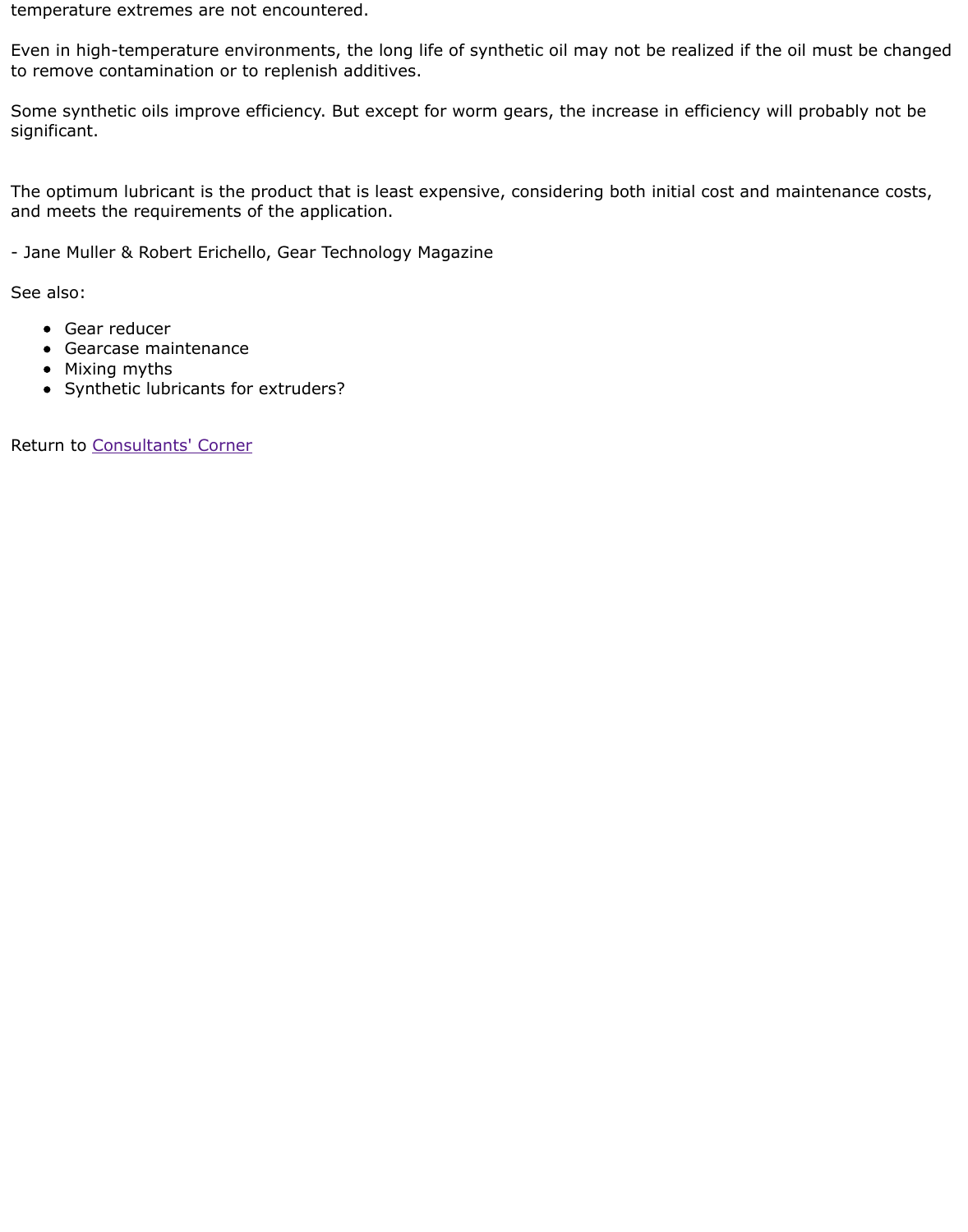temperature extremes are not encountered.

Even in high-temperature environments, the long life of synthetic oil may not be realized if the oil must be changed to remove contamination or to replenish additives.

Some synthetic oils improve efficiency. But except for worm gears, the increase in efficiency will probably not be significant.

The optimum lubricant is the product that is least expensive, considering both initial cost and maintenance costs, and meets the requirements of the application.

- Jane Muller & Robert Erichello, Gear Technology Magazine

See also:

- Gear reducer
- Gearcase maintenance
- Mixing myths
- Synthetic lubricants for extruders?

Return to Consultants' Corner